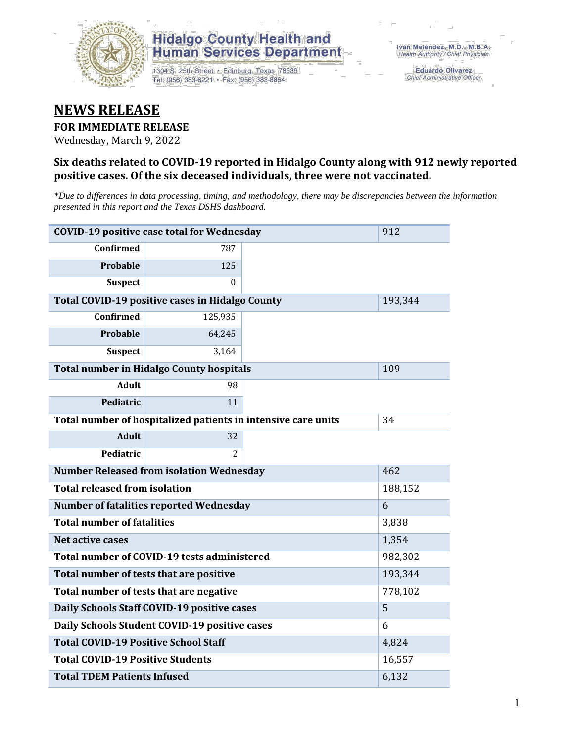Hidalgo County Health and Human Services Department

1304 S. 25th Street • Edinburg, Texas 78539
Tel: (956) 383-6221 • Fax: (956) 383-8864

Iván Meléndez, M.D., M.B.A.
Health Authority / Chief Physician

Eduardo Olivarez
Chief Administrative Officer

# NEWS RELEASE

**FOR IMMEDIATE RELEASE**

Wednesday, March 9, 2022

### Six deaths related to COVID-19 reported in Hidalgo County along with 912 newly reported positive cases. Of the six deceased individuals, three were not vaccinated.

*\*Due to differences in data processing, timing, and methodology, there may be discrepancies between the information presented in this report and the Texas DSHS dashboard.*

| | | |
|---|---|---|
| **COVID-19 positive case total for Wednesday** | | 912 |
| **Confirmed** | 787 | |
| **Probable** | 125 | |
| **Suspect** | 0 | |
| **Total COVID-19 positive cases in Hidalgo County** | | 193,344 |
| **Confirmed** | 125,935 | |
| **Probable** | 64,245 | |
| **Suspect** | 3,164 | |
| **Total number in Hidalgo County hospitals** | | 109 |
| **Adult** | 98 | |
| **Pediatric** | 11 | |
| **Total number of hospitalized patients in intensive care units** | | 34 |
| **Adult** | 32 | |
| **Pediatric** | 2 | |
| **Number Released from isolation Wednesday** | | 462 |
| **Total released from isolation** | | 188,152 |
| **Number of fatalities reported Wednesday** | | 6 |
| **Total number of fatalities** | | 3,838 |
| **Net active cases** | | 1,354 |
| **Total number of COVID-19 tests administered** | | 982,302 |
| **Total number of tests that are positive** | | 193,344 |
| **Total number of tests that are negative** | | 778,102 |
| **Daily Schools Staff COVID-19 positive cases** | | 5 |
| **Daily Schools Student COVID-19 positive cases** | | 6 |
| **Total COVID-19 Positive School Staff** | | 4,824 |
| **Total COVID-19 Positive Students** | | 16,557 |
| **Total TDEM Patients Infused** | | 6,132 |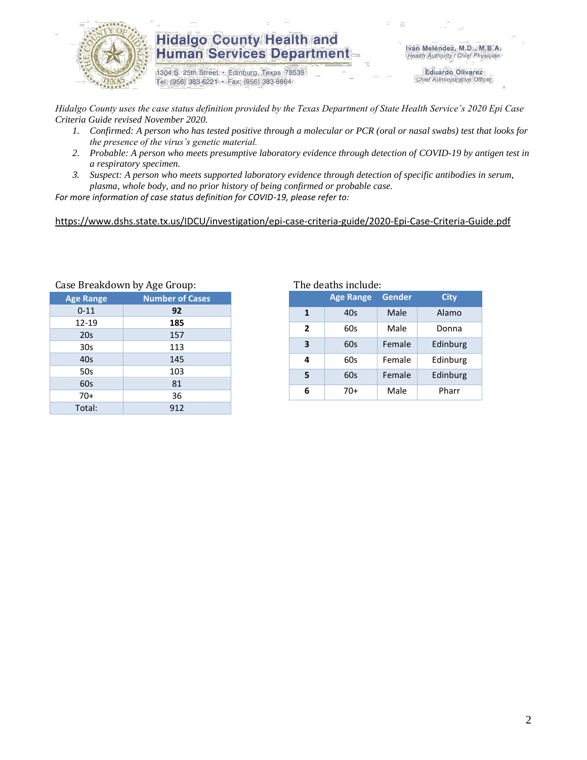*Hidalgo County uses the case status definition provided by the Texas Department of State Health Service's 2020 Epi Case Criteria Guide revised November 2020.*

1. *Confirmed: A person who has tested positive through a molecular or PCR (oral or nasal swabs) test that looks for the presence of the virus's genetic material.*
2. *Probable: A person who meets presumptive laboratory evidence through detection of COVID-19 by antigen test in a respiratory specimen.*
3. *Suspect: A person who meets supported laboratory evidence through detection of specific antibodies in serum, plasma, whole body, and no prior history of being confirmed or probable case.*

*For more information of case status definition for COVID-19, please refer to:*

https://www.dshs.state.tx.us/IDCU/investigation/epi-case-criteria-guide/2020-Epi-Case-Criteria-Guide.pdf

Case Breakdown by Age Group:

| Age Range | Number of Cases |
|---|---|
| 0-11 | **92** |
| 12-19 | **185** |
| 20s | 157 |
| 30s | 113 |
| 40s | 145 |
| 50s | 103 |
| 60s | 81 |
| 70+ | 36 |
| Total: | 912 |

The deaths include:

| | Age Range | Gender | City |
|---|---|---|---|
| **1** | 40s | Male | Alamo |
| **2** | 60s | Male | Donna |
| **3** | 60s | Female | Edinburg |
| **4** | 60s | Female | Edinburg |
| **5** | 60s | Female | Edinburg |
| **6** | 70+ | Male | Pharr |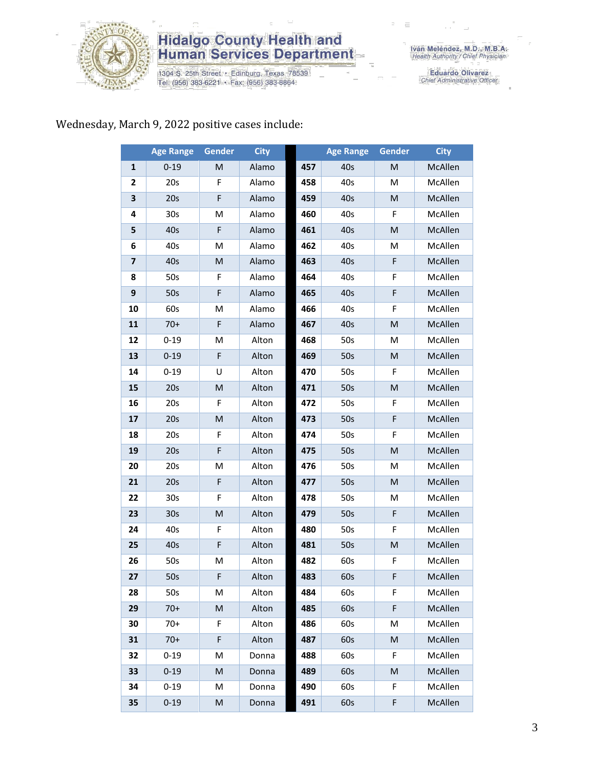Wednesday, March 9, 2022 positive cases include:

| | Age Range | Gender | City | | Age Range | Gender | City |
|---|---|---|---|---|---|---|---|
| 1 | 0-19 | M | Alamo | 457 | 40s | M | McAllen |
| 2 | 20s | F | Alamo | 458 | 40s | M | McAllen |
| 3 | 20s | F | Alamo | 459 | 40s | M | McAllen |
| 4 | 30s | M | Alamo | 460 | 40s | F | McAllen |
| 5 | 40s | F | Alamo | 461 | 40s | M | McAllen |
| 6 | 40s | M | Alamo | 462 | 40s | M | McAllen |
| 7 | 40s | M | Alamo | 463 | 40s | F | McAllen |
| 8 | 50s | F | Alamo | 464 | 40s | F | McAllen |
| 9 | 50s | F | Alamo | 465 | 40s | F | McAllen |
| 10 | 60s | M | Alamo | 466 | 40s | F | McAllen |
| 11 | 70+ | F | Alamo | 467 | 40s | M | McAllen |
| 12 | 0-19 | M | Alton | 468 | 50s | M | McAllen |
| 13 | 0-19 | F | Alton | 469 | 50s | M | McAllen |
| 14 | 0-19 | U | Alton | 470 | 50s | F | McAllen |
| 15 | 20s | M | Alton | 471 | 50s | M | McAllen |
| 16 | 20s | F | Alton | 472 | 50s | F | McAllen |
| 17 | 20s | M | Alton | 473 | 50s | F | McAllen |
| 18 | 20s | F | Alton | 474 | 50s | F | McAllen |
| 19 | 20s | F | Alton | 475 | 50s | M | McAllen |
| 20 | 20s | M | Alton | 476 | 50s | M | McAllen |
| 21 | 20s | F | Alton | 477 | 50s | M | McAllen |
| 22 | 30s | F | Alton | 478 | 50s | M | McAllen |
| 23 | 30s | M | Alton | 479 | 50s | F | McAllen |
| 24 | 40s | F | Alton | 480 | 50s | F | McAllen |
| 25 | 40s | F | Alton | 481 | 50s | M | McAllen |
| 26 | 50s | M | Alton | 482 | 60s | F | McAllen |
| 27 | 50s | F | Alton | 483 | 60s | F | McAllen |
| 28 | 50s | M | Alton | 484 | 60s | F | McAllen |
| 29 | 70+ | M | Alton | 485 | 60s | F | McAllen |
| 30 | 70+ | F | Alton | 486 | 60s | M | McAllen |
| 31 | 70+ | F | Alton | 487 | 60s | M | McAllen |
| 32 | 0-19 | M | Donna | 488 | 60s | F | McAllen |
| 33 | 0-19 | M | Donna | 489 | 60s | M | McAllen |
| 34 | 0-19 | M | Donna | 490 | 60s | F | McAllen |
| 35 | 0-19 | M | Donna | 491 | 60s | F | McAllen |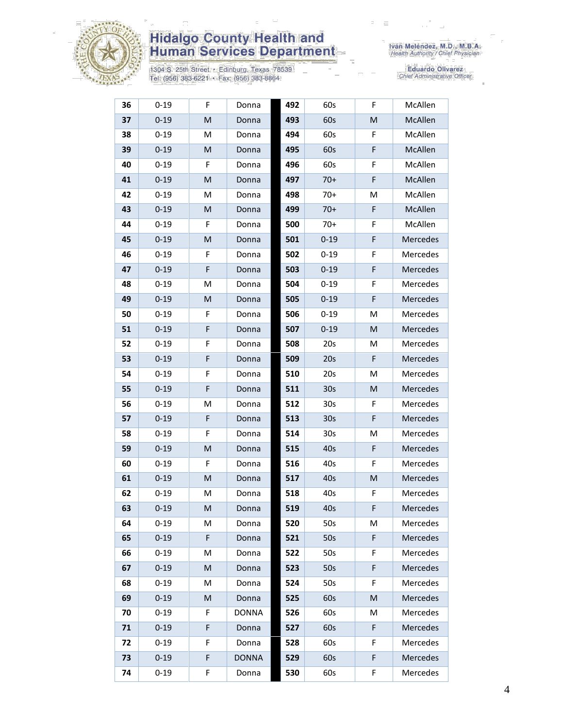| 36 | 0-19 | F | Donna | 492 | 60s | F | McAllen |
|---|---|---|---|---|---|---|---|
| 37 | 0-19 | M | Donna | 493 | 60s | M | McAllen |
| 38 | 0-19 | M | Donna | 494 | 60s | F | McAllen |
| 39 | 0-19 | M | Donna | 495 | 60s | F | McAllen |
| 40 | 0-19 | F | Donna | 496 | 60s | F | McAllen |
| 41 | 0-19 | M | Donna | 497 | 70+ | F | McAllen |
| 42 | 0-19 | M | Donna | 498 | 70+ | M | McAllen |
| 43 | 0-19 | M | Donna | 499 | 70+ | F | McAllen |
| 44 | 0-19 | F | Donna | 500 | 70+ | F | McAllen |
| 45 | 0-19 | M | Donna | 501 | 0-19 | F | Mercedes |
| 46 | 0-19 | F | Donna | 502 | 0-19 | F | Mercedes |
| 47 | 0-19 | F | Donna | 503 | 0-19 | F | Mercedes |
| 48 | 0-19 | M | Donna | 504 | 0-19 | F | Mercedes |
| 49 | 0-19 | M | Donna | 505 | 0-19 | F | Mercedes |
| 50 | 0-19 | F | Donna | 506 | 0-19 | M | Mercedes |
| 51 | 0-19 | F | Donna | 507 | 0-19 | M | Mercedes |
| 52 | 0-19 | F | Donna | 508 | 20s | M | Mercedes |
| 53 | 0-19 | F | Donna | 509 | 20s | F | Mercedes |
| 54 | 0-19 | F | Donna | 510 | 20s | M | Mercedes |
| 55 | 0-19 | F | Donna | 511 | 30s | M | Mercedes |
| 56 | 0-19 | M | Donna | 512 | 30s | F | Mercedes |
| 57 | 0-19 | F | Donna | 513 | 30s | F | Mercedes |
| 58 | 0-19 | F | Donna | 514 | 30s | M | Mercedes |
| 59 | 0-19 | M | Donna | 515 | 40s | F | Mercedes |
| 60 | 0-19 | F | Donna | 516 | 40s | F | Mercedes |
| 61 | 0-19 | M | Donna | 517 | 40s | M | Mercedes |
| 62 | 0-19 | M | Donna | 518 | 40s | F | Mercedes |
| 63 | 0-19 | M | Donna | 519 | 40s | F | Mercedes |
| 64 | 0-19 | M | Donna | 520 | 50s | M | Mercedes |
| 65 | 0-19 | F | Donna | 521 | 50s | F | Mercedes |
| 66 | 0-19 | M | Donna | 522 | 50s | F | Mercedes |
| 67 | 0-19 | M | Donna | 523 | 50s | F | Mercedes |
| 68 | 0-19 | M | Donna | 524 | 50s | F | Mercedes |
| 69 | 0-19 | M | Donna | 525 | 60s | M | Mercedes |
| 70 | 0-19 | F | DONNA | 526 | 60s | M | Mercedes |
| 71 | 0-19 | F | Donna | 527 | 60s | F | Mercedes |
| 72 | 0-19 | F | Donna | 528 | 60s | F | Mercedes |
| 73 | 0-19 | F | DONNA | 529 | 60s | F | Mercedes |
| 74 | 0-19 | F | Donna | 530 | 60s | F | Mercedes |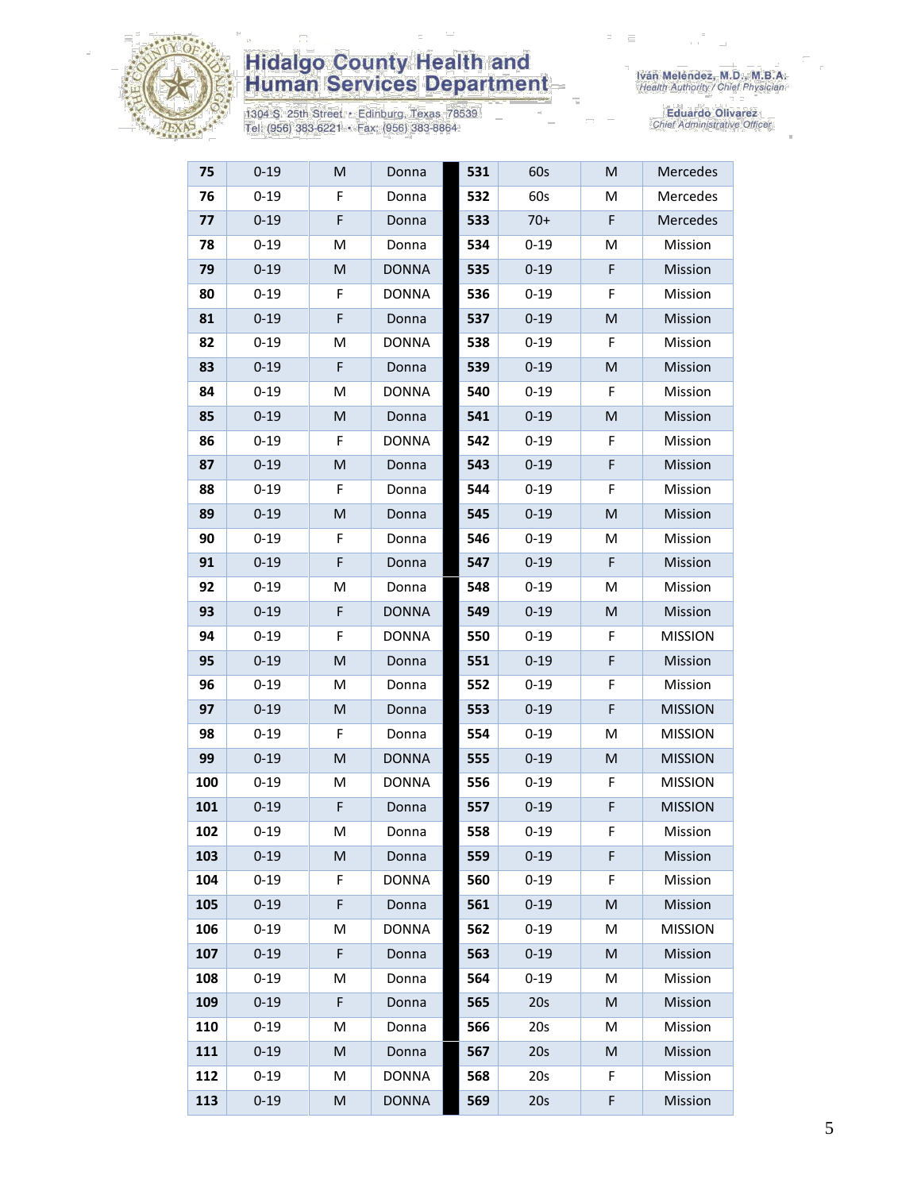# Hidalgo County Health and Human Services Department

1304 S. 25th Street • Edinburg, Texas 78539
Tel: (956) 383-6221 • Fax: (956) 383-8864

Iván Meléndez, M.D., M.B.A.
*Health Authority / Chief Physician*

Eduardo Olivarez
*Chief Administrative Officer*

| | | | | | | | |
|---|---|---|---|---|---|---|---|
| **75** | 0-19 | M | Donna | **531** | 60s | M | Mercedes |
| **76** | 0-19 | F | Donna | **532** | 60s | M | Mercedes |
| **77** | 0-19 | F | Donna | **533** | 70+ | F | Mercedes |
| **78** | 0-19 | M | Donna | **534** | 0-19 | M | Mission |
| **79** | 0-19 | M | DONNA | **535** | 0-19 | F | Mission |
| **80** | 0-19 | F | DONNA | **536** | 0-19 | F | Mission |
| **81** | 0-19 | F | Donna | **537** | 0-19 | M | Mission |
| **82** | 0-19 | M | DONNA | **538** | 0-19 | F | Mission |
| **83** | 0-19 | F | Donna | **539** | 0-19 | M | Mission |
| **84** | 0-19 | M | DONNA | **540** | 0-19 | F | Mission |
| **85** | 0-19 | M | Donna | **541** | 0-19 | M | Mission |
| **86** | 0-19 | F | DONNA | **542** | 0-19 | F | Mission |
| **87** | 0-19 | M | Donna | **543** | 0-19 | F | Mission |
| **88** | 0-19 | F | Donna | **544** | 0-19 | F | Mission |
| **89** | 0-19 | M | Donna | **545** | 0-19 | M | Mission |
| **90** | 0-19 | F | Donna | **546** | 0-19 | M | Mission |
| **91** | 0-19 | F | Donna | **547** | 0-19 | F | Mission |
| **92** | 0-19 | M | Donna | **548** | 0-19 | M | Mission |
| **93** | 0-19 | F | DONNA | **549** | 0-19 | M | Mission |
| **94** | 0-19 | F | DONNA | **550** | 0-19 | F | MISSION |
| **95** | 0-19 | M | Donna | **551** | 0-19 | F | Mission |
| **96** | 0-19 | M | Donna | **552** | 0-19 | F | Mission |
| **97** | 0-19 | M | Donna | **553** | 0-19 | F | MISSION |
| **98** | 0-19 | F | Donna | **554** | 0-19 | M | MISSION |
| **99** | 0-19 | M | DONNA | **555** | 0-19 | M | MISSION |
| **100** | 0-19 | M | DONNA | **556** | 0-19 | F | MISSION |
| **101** | 0-19 | F | Donna | **557** | 0-19 | F | MISSION |
| **102** | 0-19 | M | Donna | **558** | 0-19 | F | Mission |
| **103** | 0-19 | M | Donna | **559** | 0-19 | F | Mission |
| **104** | 0-19 | F | DONNA | **560** | 0-19 | F | Mission |
| **105** | 0-19 | F | Donna | **561** | 0-19 | M | Mission |
| **106** | 0-19 | M | DONNA | **562** | 0-19 | M | MISSION |
| **107** | 0-19 | F | Donna | **563** | 0-19 | M | Mission |
| **108** | 0-19 | M | Donna | **564** | 0-19 | M | Mission |
| **109** | 0-19 | F | Donna | **565** | 20s | M | Mission |
| **110** | 0-19 | M | Donna | **566** | 20s | M | Mission |
| **111** | 0-19 | M | Donna | **567** | 20s | M | Mission |
| **112** | 0-19 | M | DONNA | **568** | 20s | F | Mission |
| **113** | 0-19 | M | DONNA | **569** | 20s | F | Mission |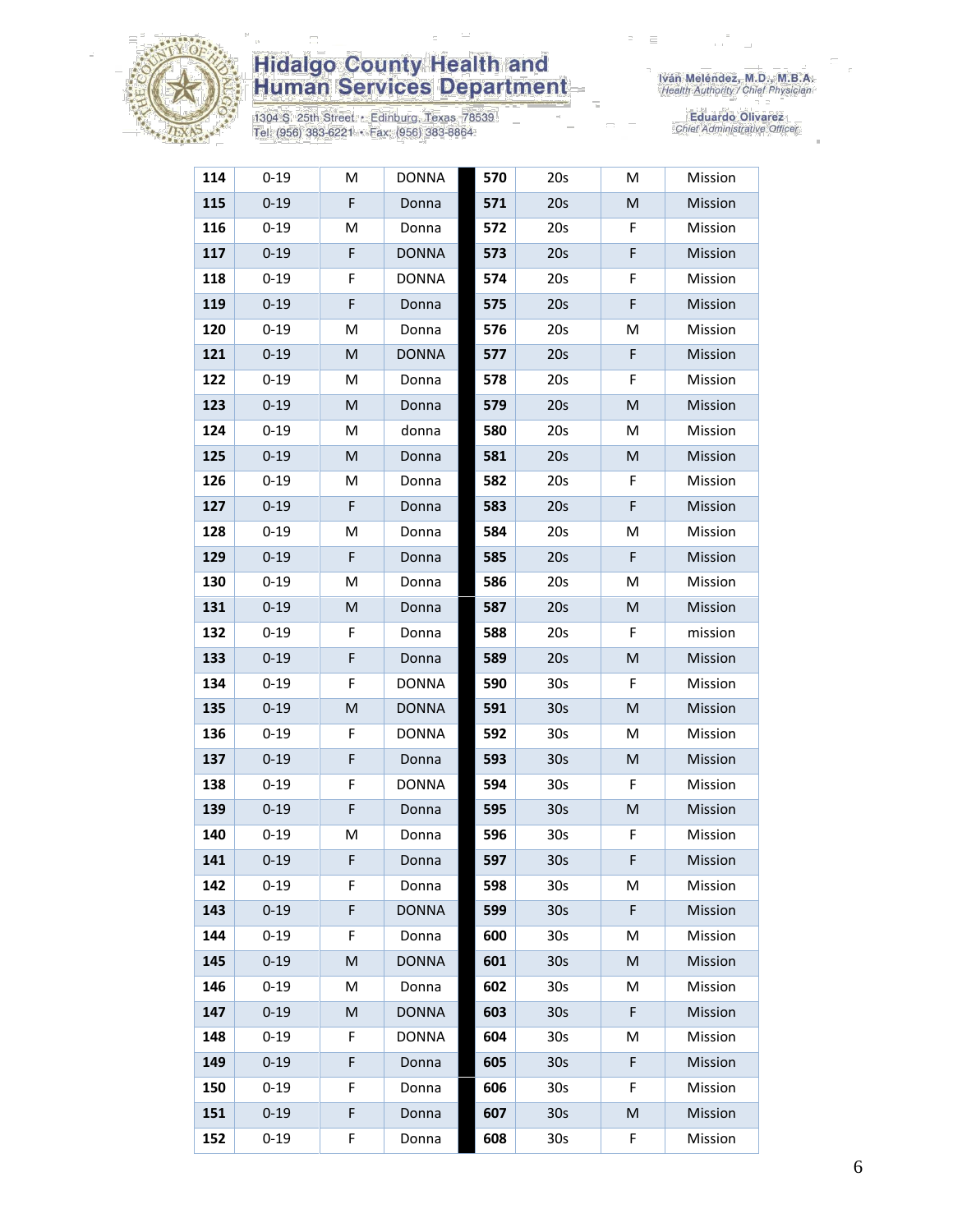# Hidalgo County Health and Human Services Department

1304 S. 25th Street • Edinburg, Texas 78539
Tel: (956) 383-6221 • Fax: (956) 383-8864

Iván Meléndez, M.D., M.B.A.
*Health Authority / Chief Physician*

Eduardo Olivarez
*Chief Administrative Officer*

| | | | | | | | |
|---|---|---|---|---|---|---|---|
| **114** | 0-19 | M | DONNA | **570** | 20s | M | Mission |
| **115** | 0-19 | F | Donna | **571** | 20s | M | Mission |
| **116** | 0-19 | M | Donna | **572** | 20s | F | Mission |
| **117** | 0-19 | F | DONNA | **573** | 20s | F | Mission |
| **118** | 0-19 | F | DONNA | **574** | 20s | F | Mission |
| **119** | 0-19 | F | Donna | **575** | 20s | F | Mission |
| **120** | 0-19 | M | Donna | **576** | 20s | M | Mission |
| **121** | 0-19 | M | DONNA | **577** | 20s | F | Mission |
| **122** | 0-19 | M | Donna | **578** | 20s | F | Mission |
| **123** | 0-19 | M | Donna | **579** | 20s | M | Mission |
| **124** | 0-19 | M | donna | **580** | 20s | M | Mission |
| **125** | 0-19 | M | Donna | **581** | 20s | M | Mission |
| **126** | 0-19 | M | Donna | **582** | 20s | F | Mission |
| **127** | 0-19 | F | Donna | **583** | 20s | F | Mission |
| **128** | 0-19 | M | Donna | **584** | 20s | M | Mission |
| **129** | 0-19 | F | Donna | **585** | 20s | F | Mission |
| **130** | 0-19 | M | Donna | **586** | 20s | M | Mission |
| **131** | 0-19 | M | Donna | **587** | 20s | M | Mission |
| **132** | 0-19 | F | Donna | **588** | 20s | F | mission |
| **133** | 0-19 | F | Donna | **589** | 20s | M | Mission |
| **134** | 0-19 | F | DONNA | **590** | 30s | F | Mission |
| **135** | 0-19 | M | DONNA | **591** | 30s | M | Mission |
| **136** | 0-19 | F | DONNA | **592** | 30s | M | Mission |
| **137** | 0-19 | F | Donna | **593** | 30s | M | Mission |
| **138** | 0-19 | F | DONNA | **594** | 30s | F | Mission |
| **139** | 0-19 | F | Donna | **595** | 30s | M | Mission |
| **140** | 0-19 | M | Donna | **596** | 30s | F | Mission |
| **141** | 0-19 | F | Donna | **597** | 30s | F | Mission |
| **142** | 0-19 | F | Donna | **598** | 30s | M | Mission |
| **143** | 0-19 | F | DONNA | **599** | 30s | F | Mission |
| **144** | 0-19 | F | Donna | **600** | 30s | M | Mission |
| **145** | 0-19 | M | DONNA | **601** | 30s | M | Mission |
| **146** | 0-19 | M | Donna | **602** | 30s | M | Mission |
| **147** | 0-19 | M | DONNA | **603** | 30s | F | Mission |
| **148** | 0-19 | F | DONNA | **604** | 30s | M | Mission |
| **149** | 0-19 | F | Donna | **605** | 30s | F | Mission |
| **150** | 0-19 | F | Donna | **606** | 30s | F | Mission |
| **151** | 0-19 | F | Donna | **607** | 30s | M | Mission |
| **152** | 0-19 | F | Donna | **608** | 30s | F | Mission |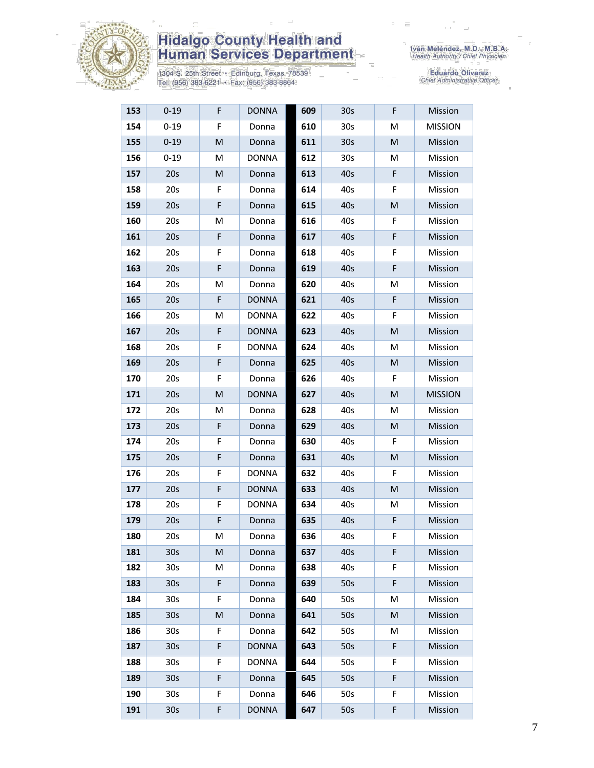# Hidalgo County Health and Human Services Department

1304 S. 25th Street • Edinburg, Texas 78539
Tel: (956) 383-6221 • Fax: (956) 383-8864

Iván Meléndez, M.D., M.B.A.
*Health Authority / Chief Physician*

Eduardo Olivarez
*Chief Administrative Officer*

| | | | | | | | |
|---|---|---|---|---|---|---|---|
| **153** | 0-19 | F | DONNA | **609** | 30s | F | Mission |
| **154** | 0-19 | F | Donna | **610** | 30s | M | MISSION |
| **155** | 0-19 | M | Donna | **611** | 30s | M | Mission |
| **156** | 0-19 | M | DONNA | **612** | 30s | M | Mission |
| **157** | 20s | M | Donna | **613** | 40s | F | Mission |
| **158** | 20s | F | Donna | **614** | 40s | F | Mission |
| **159** | 20s | F | Donna | **615** | 40s | M | Mission |
| **160** | 20s | M | Donna | **616** | 40s | F | Mission |
| **161** | 20s | F | Donna | **617** | 40s | F | Mission |
| **162** | 20s | F | Donna | **618** | 40s | F | Mission |
| **163** | 20s | F | Donna | **619** | 40s | F | Mission |
| **164** | 20s | M | Donna | **620** | 40s | M | Mission |
| **165** | 20s | F | DONNA | **621** | 40s | F | Mission |
| **166** | 20s | M | DONNA | **622** | 40s | F | Mission |
| **167** | 20s | F | DONNA | **623** | 40s | M | Mission |
| **168** | 20s | F | DONNA | **624** | 40s | M | Mission |
| **169** | 20s | F | Donna | **625** | 40s | M | Mission |
| **170** | 20s | F | Donna | **626** | 40s | F | Mission |
| **171** | 20s | M | DONNA | **627** | 40s | M | MISSION |
| **172** | 20s | M | Donna | **628** | 40s | M | Mission |
| **173** | 20s | F | Donna | **629** | 40s | M | Mission |
| **174** | 20s | F | Donna | **630** | 40s | F | Mission |
| **175** | 20s | F | Donna | **631** | 40s | M | Mission |
| **176** | 20s | F | DONNA | **632** | 40s | F | Mission |
| **177** | 20s | F | DONNA | **633** | 40s | M | Mission |
| **178** | 20s | F | DONNA | **634** | 40s | M | Mission |
| **179** | 20s | F | Donna | **635** | 40s | F | Mission |
| **180** | 20s | M | Donna | **636** | 40s | F | Mission |
| **181** | 30s | M | Donna | **637** | 40s | F | Mission |
| **182** | 30s | M | Donna | **638** | 40s | F | Mission |
| **183** | 30s | F | Donna | **639** | 50s | F | Mission |
| **184** | 30s | F | Donna | **640** | 50s | M | Mission |
| **185** | 30s | M | Donna | **641** | 50s | M | Mission |
| **186** | 30s | F | Donna | **642** | 50s | M | Mission |
| **187** | 30s | F | DONNA | **643** | 50s | F | Mission |
| **188** | 30s | F | DONNA | **644** | 50s | F | Mission |
| **189** | 30s | F | Donna | **645** | 50s | F | Mission |
| **190** | 30s | F | Donna | **646** | 50s | F | Mission |
| **191** | 30s | F | DONNA | **647** | 50s | F | Mission |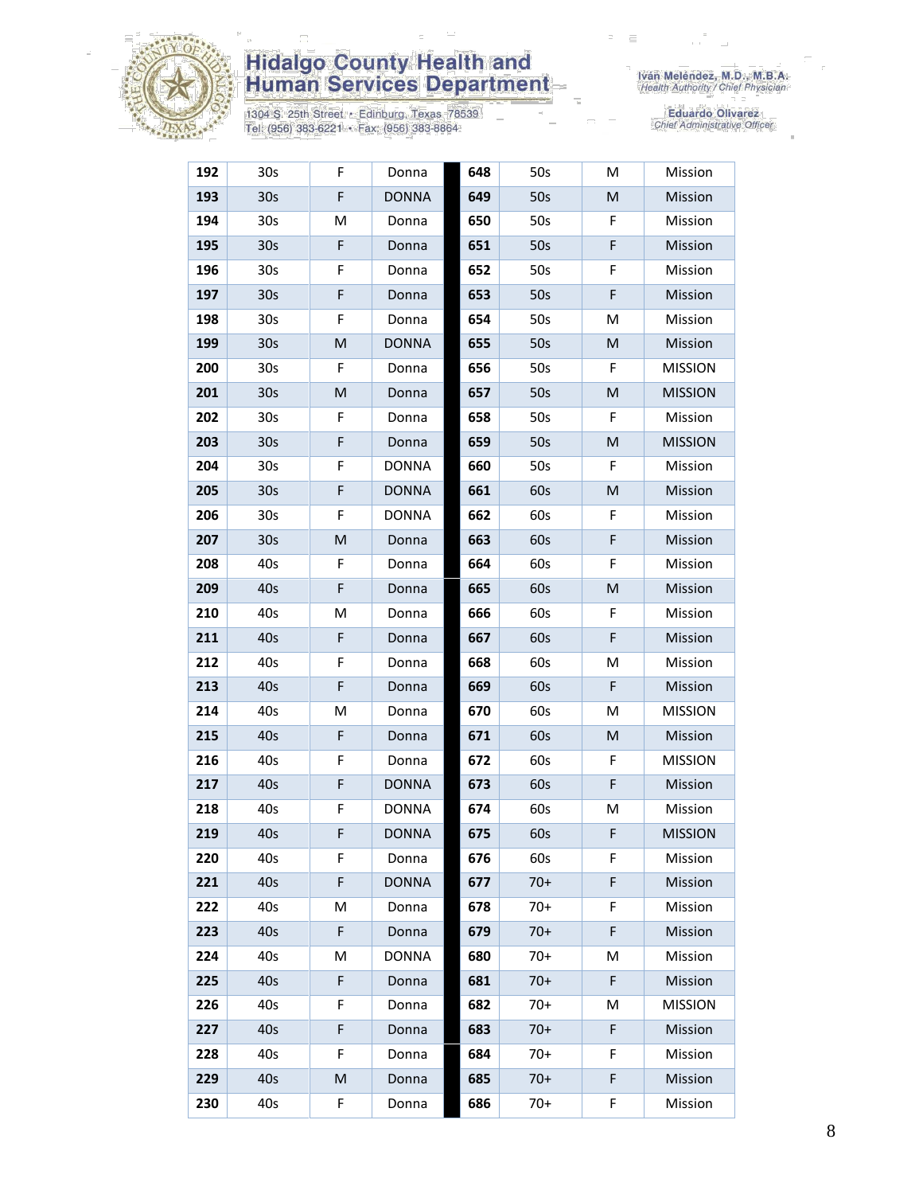| 192 | 30s | F | Donna | 648 | 50s | M | Mission |
|---|---|---|---|---|---|---|---|
| 193 | 30s | F | DONNA | 649 | 50s | M | Mission |
| 194 | 30s | M | Donna | 650 | 50s | F | Mission |
| 195 | 30s | F | Donna | 651 | 50s | F | Mission |
| 196 | 30s | F | Donna | 652 | 50s | F | Mission |
| 197 | 30s | F | Donna | 653 | 50s | F | Mission |
| 198 | 30s | F | Donna | 654 | 50s | M | Mission |
| 199 | 30s | M | DONNA | 655 | 50s | M | Mission |
| 200 | 30s | F | Donna | 656 | 50s | F | MISSION |
| 201 | 30s | M | Donna | 657 | 50s | M | MISSION |
| 202 | 30s | F | Donna | 658 | 50s | F | Mission |
| 203 | 30s | F | Donna | 659 | 50s | M | MISSION |
| 204 | 30s | F | DONNA | 660 | 50s | F | Mission |
| 205 | 30s | F | DONNA | 661 | 60s | M | Mission |
| 206 | 30s | F | DONNA | 662 | 60s | F | Mission |
| 207 | 30s | M | Donna | 663 | 60s | F | Mission |
| 208 | 40s | F | Donna | 664 | 60s | F | Mission |
| 209 | 40s | F | Donna | 665 | 60s | M | Mission |
| 210 | 40s | M | Donna | 666 | 60s | F | Mission |
| 211 | 40s | F | Donna | 667 | 60s | F | Mission |
| 212 | 40s | F | Donna | 668 | 60s | M | Mission |
| 213 | 40s | F | Donna | 669 | 60s | F | Mission |
| 214 | 40s | M | Donna | 670 | 60s | M | MISSION |
| 215 | 40s | F | Donna | 671 | 60s | M | Mission |
| 216 | 40s | F | Donna | 672 | 60s | F | MISSION |
| 217 | 40s | F | DONNA | 673 | 60s | F | Mission |
| 218 | 40s | F | DONNA | 674 | 60s | M | Mission |
| 219 | 40s | F | DONNA | 675 | 60s | F | MISSION |
| 220 | 40s | F | Donna | 676 | 60s | F | Mission |
| 221 | 40s | F | DONNA | 677 | 70+ | F | Mission |
| 222 | 40s | M | Donna | 678 | 70+ | F | Mission |
| 223 | 40s | F | Donna | 679 | 70+ | F | Mission |
| 224 | 40s | M | DONNA | 680 | 70+ | M | Mission |
| 225 | 40s | F | Donna | 681 | 70+ | F | Mission |
| 226 | 40s | F | Donna | 682 | 70+ | M | MISSION |
| 227 | 40s | F | Donna | 683 | 70+ | F | Mission |
| 228 | 40s | F | Donna | 684 | 70+ | F | Mission |
| 229 | 40s | M | Donna | 685 | 70+ | F | Mission |
| 230 | 40s | F | Donna | 686 | 70+ | F | Mission |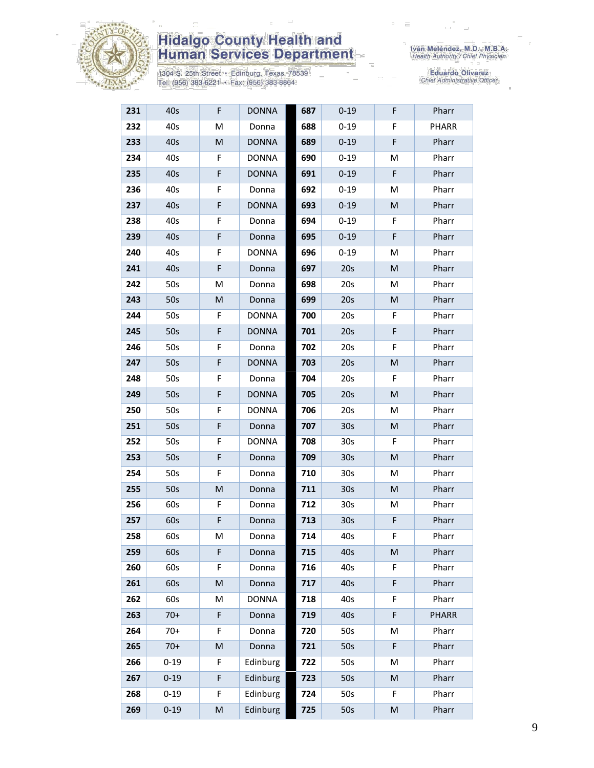| 231 | 40s | F | DONNA | 687 | 0-19 | F | Pharr |
|---|---|---|---|---|---|---|---|
| 232 | 40s | M | Donna | 688 | 0-19 | F | PHARR |
| 233 | 40s | M | DONNA | 689 | 0-19 | F | Pharr |
| 234 | 40s | F | DONNA | 690 | 0-19 | M | Pharr |
| 235 | 40s | F | DONNA | 691 | 0-19 | F | Pharr |
| 236 | 40s | F | Donna | 692 | 0-19 | M | Pharr |
| 237 | 40s | F | DONNA | 693 | 0-19 | M | Pharr |
| 238 | 40s | F | Donna | 694 | 0-19 | F | Pharr |
| 239 | 40s | F | Donna | 695 | 0-19 | F | Pharr |
| 240 | 40s | F | DONNA | 696 | 0-19 | M | Pharr |
| 241 | 40s | F | Donna | 697 | 20s | M | Pharr |
| 242 | 50s | M | Donna | 698 | 20s | M | Pharr |
| 243 | 50s | M | Donna | 699 | 20s | M | Pharr |
| 244 | 50s | F | DONNA | 700 | 20s | F | Pharr |
| 245 | 50s | F | DONNA | 701 | 20s | F | Pharr |
| 246 | 50s | F | Donna | 702 | 20s | F | Pharr |
| 247 | 50s | F | DONNA | 703 | 20s | M | Pharr |
| 248 | 50s | F | Donna | 704 | 20s | F | Pharr |
| 249 | 50s | F | DONNA | 705 | 20s | M | Pharr |
| 250 | 50s | F | DONNA | 706 | 20s | M | Pharr |
| 251 | 50s | F | Donna | 707 | 30s | M | Pharr |
| 252 | 50s | F | DONNA | 708 | 30s | F | Pharr |
| 253 | 50s | F | Donna | 709 | 30s | M | Pharr |
| 254 | 50s | F | Donna | 710 | 30s | M | Pharr |
| 255 | 50s | M | Donna | 711 | 30s | M | Pharr |
| 256 | 60s | F | Donna | 712 | 30s | M | Pharr |
| 257 | 60s | F | Donna | 713 | 30s | F | Pharr |
| 258 | 60s | M | Donna | 714 | 40s | F | Pharr |
| 259 | 60s | F | Donna | 715 | 40s | M | Pharr |
| 260 | 60s | F | Donna | 716 | 40s | F | Pharr |
| 261 | 60s | M | Donna | 717 | 40s | F | Pharr |
| 262 | 60s | M | DONNA | 718 | 40s | F | Pharr |
| 263 | 70+ | F | Donna | 719 | 40s | F | PHARR |
| 264 | 70+ | F | Donna | 720 | 50s | M | Pharr |
| 265 | 70+ | M | Donna | 721 | 50s | F | Pharr |
| 266 | 0-19 | F | Edinburg | 722 | 50s | M | Pharr |
| 267 | 0-19 | F | Edinburg | 723 | 50s | M | Pharr |
| 268 | 0-19 | F | Edinburg | 724 | 50s | F | Pharr |
| 269 | 0-19 | M | Edinburg | 725 | 50s | M | Pharr |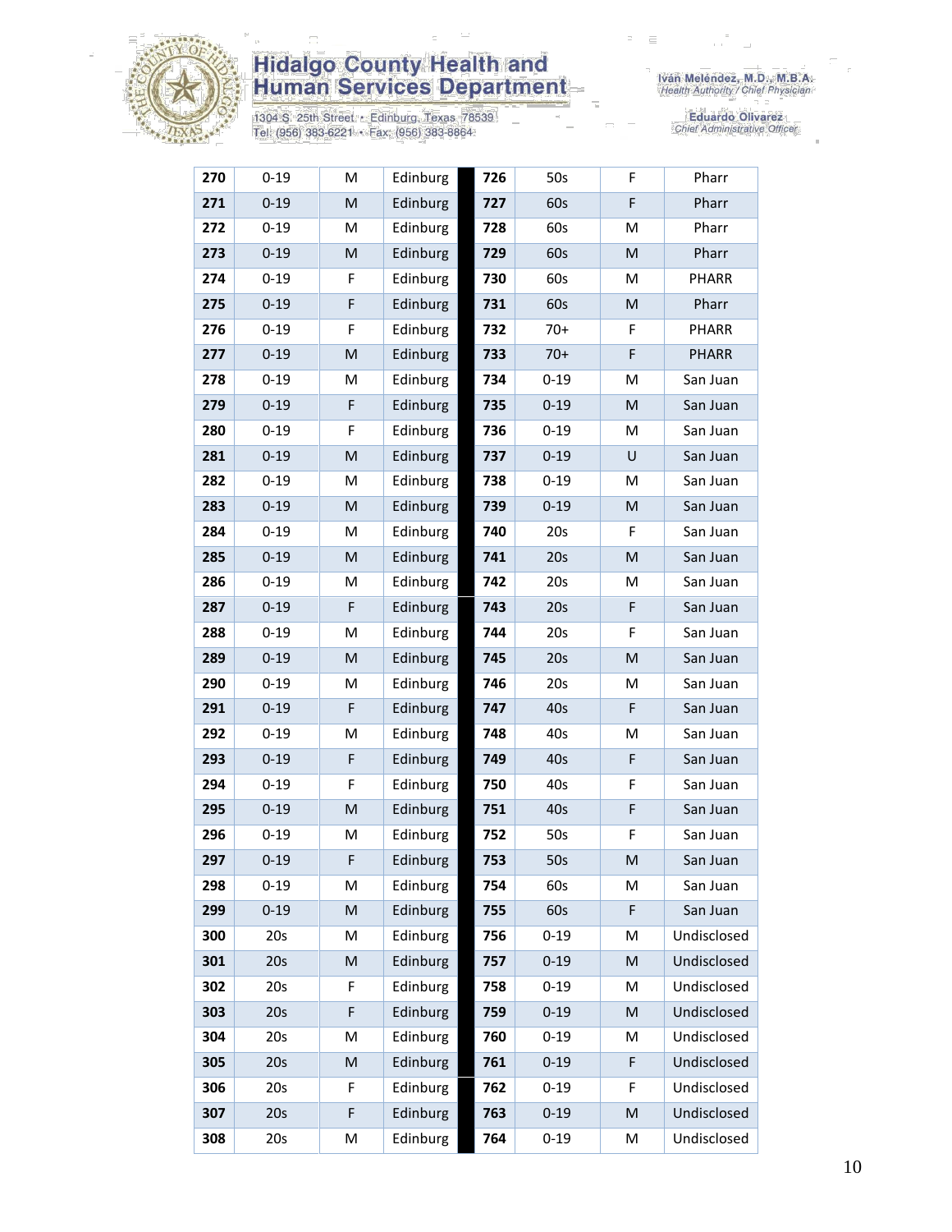Hidalgo County Health and Human Services Department

1304 S. 25th Street • Edinburg, Texas 78539
Tel: (956) 383-6221 • Fax: (956) 383-8864

Iván Meléndez, M.D., M.B.A.
*Health Authority / Chief Physician*

Eduardo Olivarez
*Chief Administrative Officer*

| | | | | | | | |
|---|---|---|---|---|---|---|---|
| **270** | 0-19 | M | Edinburg | **726** | 50s | F | Pharr |
| **271** | 0-19 | M | Edinburg | **727** | 60s | F | Pharr |
| **272** | 0-19 | M | Edinburg | **728** | 60s | M | Pharr |
| **273** | 0-19 | M | Edinburg | **729** | 60s | M | Pharr |
| **274** | 0-19 | F | Edinburg | **730** | 60s | M | PHARR |
| **275** | 0-19 | F | Edinburg | **731** | 60s | M | Pharr |
| **276** | 0-19 | F | Edinburg | **732** | 70+ | F | PHARR |
| **277** | 0-19 | M | Edinburg | **733** | 70+ | F | PHARR |
| **278** | 0-19 | M | Edinburg | **734** | 0-19 | M | San Juan |
| **279** | 0-19 | F | Edinburg | **735** | 0-19 | M | San Juan |
| **280** | 0-19 | F | Edinburg | **736** | 0-19 | M | San Juan |
| **281** | 0-19 | M | Edinburg | **737** | 0-19 | U | San Juan |
| **282** | 0-19 | M | Edinburg | **738** | 0-19 | M | San Juan |
| **283** | 0-19 | M | Edinburg | **739** | 0-19 | M | San Juan |
| **284** | 0-19 | M | Edinburg | **740** | 20s | F | San Juan |
| **285** | 0-19 | M | Edinburg | **741** | 20s | M | San Juan |
| **286** | 0-19 | M | Edinburg | **742** | 20s | M | San Juan |
| **287** | 0-19 | F | Edinburg | **743** | 20s | F | San Juan |
| **288** | 0-19 | M | Edinburg | **744** | 20s | F | San Juan |
| **289** | 0-19 | M | Edinburg | **745** | 20s | M | San Juan |
| **290** | 0-19 | M | Edinburg | **746** | 20s | M | San Juan |
| **291** | 0-19 | F | Edinburg | **747** | 40s | F | San Juan |
| **292** | 0-19 | M | Edinburg | **748** | 40s | M | San Juan |
| **293** | 0-19 | F | Edinburg | **749** | 40s | F | San Juan |
| **294** | 0-19 | F | Edinburg | **750** | 40s | F | San Juan |
| **295** | 0-19 | M | Edinburg | **751** | 40s | F | San Juan |
| **296** | 0-19 | M | Edinburg | **752** | 50s | F | San Juan |
| **297** | 0-19 | F | Edinburg | **753** | 50s | M | San Juan |
| **298** | 0-19 | M | Edinburg | **754** | 60s | M | San Juan |
| **299** | 0-19 | M | Edinburg | **755** | 60s | F | San Juan |
| **300** | 20s | M | Edinburg | **756** | 0-19 | M | Undisclosed |
| **301** | 20s | M | Edinburg | **757** | 0-19 | M | Undisclosed |
| **302** | 20s | F | Edinburg | **758** | 0-19 | M | Undisclosed |
| **303** | 20s | F | Edinburg | **759** | 0-19 | M | Undisclosed |
| **304** | 20s | M | Edinburg | **760** | 0-19 | M | Undisclosed |
| **305** | 20s | M | Edinburg | **761** | 0-19 | F | Undisclosed |
| **306** | 20s | F | Edinburg | **762** | 0-19 | F | Undisclosed |
| **307** | 20s | F | Edinburg | **763** | 0-19 | M | Undisclosed |
| **308** | 20s | M | Edinburg | **764** | 0-19 | M | Undisclosed |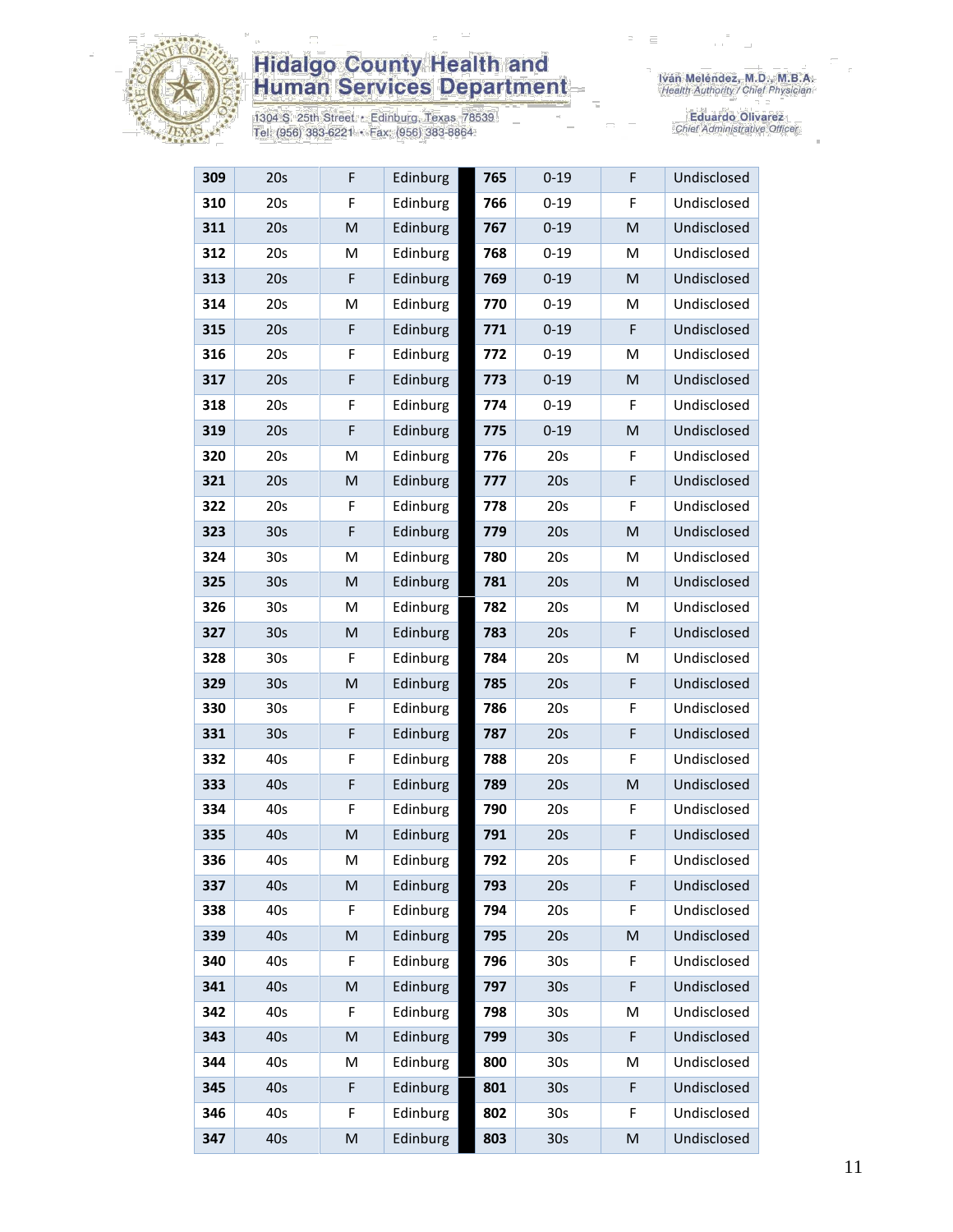| | | | |
|---|---|---|---|
| **309** | 20s | F | Edinburg |
| **310** | 20s | F | Edinburg |
| **311** | 20s | M | Edinburg |
| **312** | 20s | M | Edinburg |
| **313** | 20s | F | Edinburg |
| **314** | 20s | M | Edinburg |
| **315** | 20s | F | Edinburg |
| **316** | 20s | F | Edinburg |
| **317** | 20s | F | Edinburg |
| **318** | 20s | F | Edinburg |
| **319** | 20s | F | Edinburg |
| **320** | 20s | M | Edinburg |
| **321** | 20s | M | Edinburg |
| **322** | 20s | F | Edinburg |
| **323** | 30s | F | Edinburg |
| **324** | 30s | M | Edinburg |
| **325** | 30s | M | Edinburg |
| **326** | 30s | M | Edinburg |
| **327** | 30s | M | Edinburg |
| **328** | 30s | F | Edinburg |
| **329** | 30s | M | Edinburg |
| **330** | 30s | F | Edinburg |
| **331** | 30s | F | Edinburg |
| **332** | 40s | F | Edinburg |
| **333** | 40s | F | Edinburg |
| **334** | 40s | F | Edinburg |
| **335** | 40s | M | Edinburg |
| **336** | 40s | M | Edinburg |
| **337** | 40s | M | Edinburg |
| **338** | 40s | F | Edinburg |
| **339** | 40s | M | Edinburg |
| **340** | 40s | F | Edinburg |
| **341** | 40s | M | Edinburg |
| **342** | 40s | F | Edinburg |
| **343** | 40s | M | Edinburg |
| **344** | 40s | M | Edinburg |
| **345** | 40s | F | Edinburg |
| **346** | 40s | F | Edinburg |
| **347** | 40s | M | Edinburg |
| **765** | 0-19 | F | Undisclosed |
| **766** | 0-19 | F | Undisclosed |
| **767** | 0-19 | M | Undisclosed |
| **768** | 0-19 | M | Undisclosed |
| **769** | 0-19 | M | Undisclosed |
| **770** | 0-19 | M | Undisclosed |
| **771** | 0-19 | F | Undisclosed |
| **772** | 0-19 | M | Undisclosed |
| **773** | 0-19 | M | Undisclosed |
| **774** | 0-19 | F | Undisclosed |
| **775** | 0-19 | M | Undisclosed |
| **776** | 20s | F | Undisclosed |
| **777** | 20s | F | Undisclosed |
| **778** | 20s | F | Undisclosed |
| **779** | 20s | M | Undisclosed |
| **780** | 20s | M | Undisclosed |
| **781** | 20s | M | Undisclosed |
| **782** | 20s | M | Undisclosed |
| **783** | 20s | F | Undisclosed |
| **784** | 20s | M | Undisclosed |
| **785** | 20s | F | Undisclosed |
| **786** | 20s | F | Undisclosed |
| **787** | 20s | F | Undisclosed |
| **788** | 20s | F | Undisclosed |
| **789** | 20s | M | Undisclosed |
| **790** | 20s | F | Undisclosed |
| **791** | 20s | F | Undisclosed |
| **792** | 20s | F | Undisclosed |
| **793** | 20s | F | Undisclosed |
| **794** | 20s | F | Undisclosed |
| **795** | 20s | M | Undisclosed |
| **796** | 30s | F | Undisclosed |
| **797** | 30s | F | Undisclosed |
| **798** | 30s | M | Undisclosed |
| **799** | 30s | F | Undisclosed |
| **800** | 30s | M | Undisclosed |
| **801** | 30s | F | Undisclosed |
| **802** | 30s | F | Undisclosed |
| **803** | 30s | M | Undisclosed |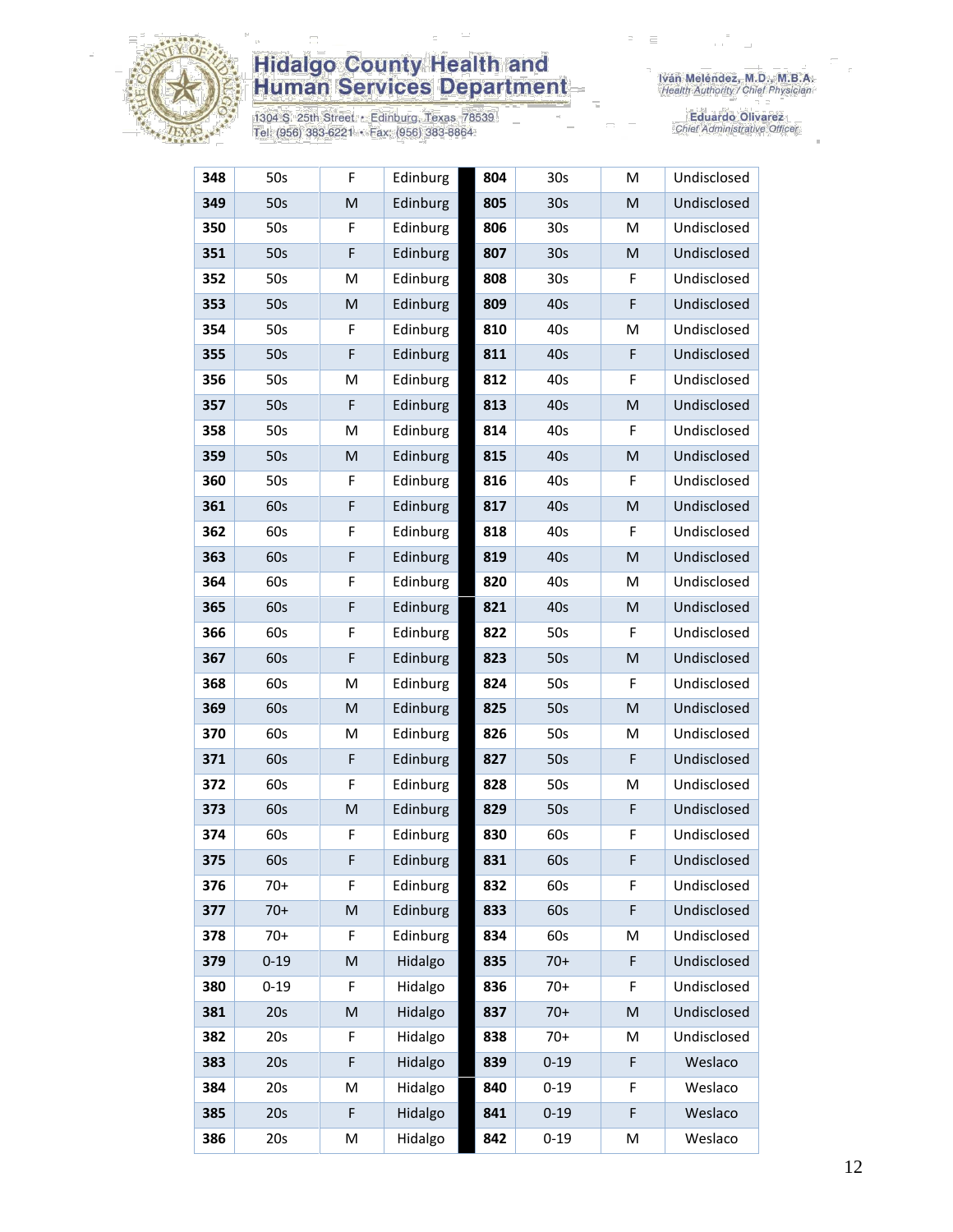| 348 | 50s | F | Edinburg | 804 | 30s | M | Undisclosed |
|---|---|---|---|---|---|---|---|
| 349 | 50s | M | Edinburg | 805 | 30s | M | Undisclosed |
| 350 | 50s | F | Edinburg | 806 | 30s | M | Undisclosed |
| 351 | 50s | F | Edinburg | 807 | 30s | M | Undisclosed |
| 352 | 50s | M | Edinburg | 808 | 30s | F | Undisclosed |
| 353 | 50s | M | Edinburg | 809 | 40s | F | Undisclosed |
| 354 | 50s | F | Edinburg | 810 | 40s | M | Undisclosed |
| 355 | 50s | F | Edinburg | 811 | 40s | F | Undisclosed |
| 356 | 50s | M | Edinburg | 812 | 40s | F | Undisclosed |
| 357 | 50s | F | Edinburg | 813 | 40s | M | Undisclosed |
| 358 | 50s | M | Edinburg | 814 | 40s | F | Undisclosed |
| 359 | 50s | M | Edinburg | 815 | 40s | M | Undisclosed |
| 360 | 50s | F | Edinburg | 816 | 40s | F | Undisclosed |
| 361 | 60s | F | Edinburg | 817 | 40s | M | Undisclosed |
| 362 | 60s | F | Edinburg | 818 | 40s | F | Undisclosed |
| 363 | 60s | F | Edinburg | 819 | 40s | M | Undisclosed |
| 364 | 60s | F | Edinburg | 820 | 40s | M | Undisclosed |
| 365 | 60s | F | Edinburg | 821 | 40s | M | Undisclosed |
| 366 | 60s | F | Edinburg | 822 | 50s | F | Undisclosed |
| 367 | 60s | F | Edinburg | 823 | 50s | M | Undisclosed |
| 368 | 60s | M | Edinburg | 824 | 50s | F | Undisclosed |
| 369 | 60s | M | Edinburg | 825 | 50s | M | Undisclosed |
| 370 | 60s | M | Edinburg | 826 | 50s | M | Undisclosed |
| 371 | 60s | F | Edinburg | 827 | 50s | F | Undisclosed |
| 372 | 60s | F | Edinburg | 828 | 50s | M | Undisclosed |
| 373 | 60s | M | Edinburg | 829 | 50s | F | Undisclosed |
| 374 | 60s | F | Edinburg | 830 | 60s | F | Undisclosed |
| 375 | 60s | F | Edinburg | 831 | 60s | F | Undisclosed |
| 376 | 70+ | F | Edinburg | 832 | 60s | F | Undisclosed |
| 377 | 70+ | M | Edinburg | 833 | 60s | F | Undisclosed |
| 378 | 70+ | F | Edinburg | 834 | 60s | M | Undisclosed |
| 379 | 0-19 | M | Hidalgo | 835 | 70+ | F | Undisclosed |
| 380 | 0-19 | F | Hidalgo | 836 | 70+ | F | Undisclosed |
| 381 | 20s | M | Hidalgo | 837 | 70+ | M | Undisclosed |
| 382 | 20s | F | Hidalgo | 838 | 70+ | M | Undisclosed |
| 383 | 20s | F | Hidalgo | 839 | 0-19 | F | Weslaco |
| 384 | 20s | M | Hidalgo | 840 | 0-19 | F | Weslaco |
| 385 | 20s | F | Hidalgo | 841 | 0-19 | F | Weslaco |
| 386 | 20s | M | Hidalgo | 842 | 0-19 | M | Weslaco |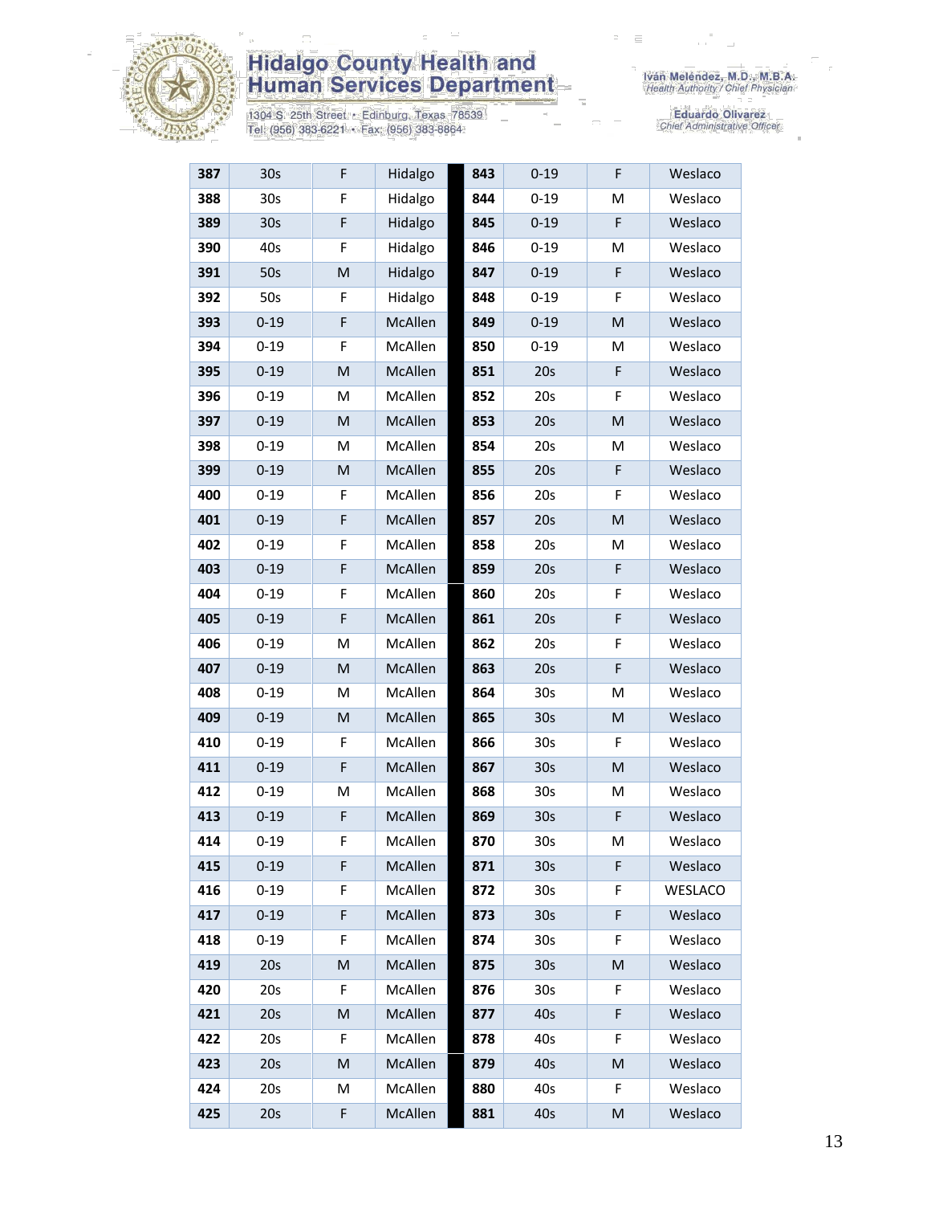# Hidalgo County Health and Human Services Department

1304 S. 25th Street • Edinburg, Texas 78539
Tel: (956) 383-6221 • Fax: (956) 383-8864

Iván Meléndez, M.D., M.B.A.
*Health Authority / Chief Physician*

Eduardo Olivarez
*Chief Administrative Officer*

| | | | | | | | |
|---|---|---|---|---|---|---|---|
| **387** | 30s | F | Hidalgo | **843** | 0-19 | F | Weslaco |
| **388** | 30s | F | Hidalgo | **844** | 0-19 | M | Weslaco |
| **389** | 30s | F | Hidalgo | **845** | 0-19 | F | Weslaco |
| **390** | 40s | F | Hidalgo | **846** | 0-19 | M | Weslaco |
| **391** | 50s | M | Hidalgo | **847** | 0-19 | F | Weslaco |
| **392** | 50s | F | Hidalgo | **848** | 0-19 | F | Weslaco |
| **393** | 0-19 | F | McAllen | **849** | 0-19 | M | Weslaco |
| **394** | 0-19 | F | McAllen | **850** | 0-19 | M | Weslaco |
| **395** | 0-19 | M | McAllen | **851** | 20s | F | Weslaco |
| **396** | 0-19 | M | McAllen | **852** | 20s | F | Weslaco |
| **397** | 0-19 | M | McAllen | **853** | 20s | M | Weslaco |
| **398** | 0-19 | M | McAllen | **854** | 20s | M | Weslaco |
| **399** | 0-19 | M | McAllen | **855** | 20s | F | Weslaco |
| **400** | 0-19 | F | McAllen | **856** | 20s | F | Weslaco |
| **401** | 0-19 | F | McAllen | **857** | 20s | M | Weslaco |
| **402** | 0-19 | F | McAllen | **858** | 20s | M | Weslaco |
| **403** | 0-19 | F | McAllen | **859** | 20s | F | Weslaco |
| **404** | 0-19 | F | McAllen | **860** | 20s | F | Weslaco |
| **405** | 0-19 | F | McAllen | **861** | 20s | F | Weslaco |
| **406** | 0-19 | M | McAllen | **862** | 20s | F | Weslaco |
| **407** | 0-19 | M | McAllen | **863** | 20s | F | Weslaco |
| **408** | 0-19 | M | McAllen | **864** | 30s | M | Weslaco |
| **409** | 0-19 | M | McAllen | **865** | 30s | M | Weslaco |
| **410** | 0-19 | F | McAllen | **866** | 30s | F | Weslaco |
| **411** | 0-19 | F | McAllen | **867** | 30s | M | Weslaco |
| **412** | 0-19 | M | McAllen | **868** | 30s | M | Weslaco |
| **413** | 0-19 | F | McAllen | **869** | 30s | F | Weslaco |
| **414** | 0-19 | F | McAllen | **870** | 30s | M | Weslaco |
| **415** | 0-19 | F | McAllen | **871** | 30s | F | Weslaco |
| **416** | 0-19 | F | McAllen | **872** | 30s | F | WESLACO |
| **417** | 0-19 | F | McAllen | **873** | 30s | F | Weslaco |
| **418** | 0-19 | F | McAllen | **874** | 30s | F | Weslaco |
| **419** | 20s | M | McAllen | **875** | 30s | M | Weslaco |
| **420** | 20s | F | McAllen | **876** | 30s | F | Weslaco |
| **421** | 20s | M | McAllen | **877** | 40s | F | Weslaco |
| **422** | 20s | F | McAllen | **878** | 40s | F | Weslaco |
| **423** | 20s | M | McAllen | **879** | 40s | M | Weslaco |
| **424** | 20s | M | McAllen | **880** | 40s | F | Weslaco |
| **425** | 20s | F | McAllen | **881** | 40s | M | Weslaco |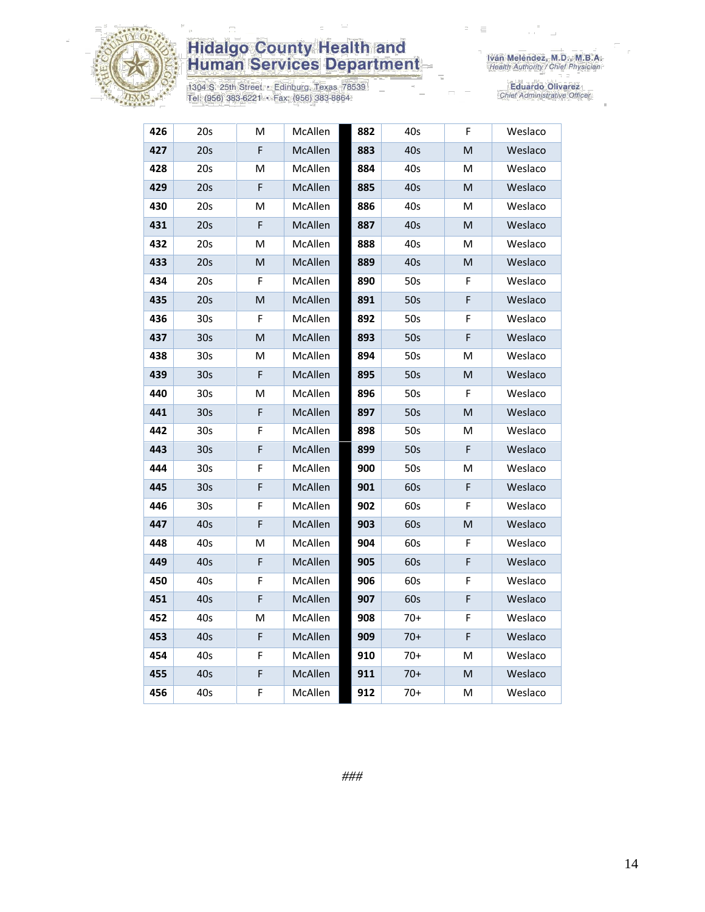# Hidalgo County Health and Human Services Department

1304 S. 25th Street • Edinburg, Texas 78539
Tel: (956) 383-6221 • Fax: (956) 383-8864

Iván Meléndez, M.D., M.B.A.
*Health Authority / Chief Physician*

Eduardo Olivarez
*Chief Administrative Officer*

| | | | | | | | |
|---|---|---|---|---|---|---|---|
| **426** | 20s | M | McAllen | **882** | 40s | F | Weslaco |
| **427** | 20s | F | McAllen | **883** | 40s | M | Weslaco |
| **428** | 20s | M | McAllen | **884** | 40s | M | Weslaco |
| **429** | 20s | F | McAllen | **885** | 40s | M | Weslaco |
| **430** | 20s | M | McAllen | **886** | 40s | M | Weslaco |
| **431** | 20s | F | McAllen | **887** | 40s | M | Weslaco |
| **432** | 20s | M | McAllen | **888** | 40s | M | Weslaco |
| **433** | 20s | M | McAllen | **889** | 40s | M | Weslaco |
| **434** | 20s | F | McAllen | **890** | 50s | F | Weslaco |
| **435** | 20s | M | McAllen | **891** | 50s | F | Weslaco |
| **436** | 30s | F | McAllen | **892** | 50s | F | Weslaco |
| **437** | 30s | M | McAllen | **893** | 50s | F | Weslaco |
| **438** | 30s | M | McAllen | **894** | 50s | M | Weslaco |
| **439** | 30s | F | McAllen | **895** | 50s | M | Weslaco |
| **440** | 30s | M | McAllen | **896** | 50s | F | Weslaco |
| **441** | 30s | F | McAllen | **897** | 50s | M | Weslaco |
| **442** | 30s | F | McAllen | **898** | 50s | M | Weslaco |
| **443** | 30s | F | McAllen | **899** | 50s | F | Weslaco |
| **444** | 30s | F | McAllen | **900** | 50s | M | Weslaco |
| **445** | 30s | F | McAllen | **901** | 60s | F | Weslaco |
| **446** | 30s | F | McAllen | **902** | 60s | F | Weslaco |
| **447** | 40s | F | McAllen | **903** | 60s | M | Weslaco |
| **448** | 40s | M | McAllen | **904** | 60s | F | Weslaco |
| **449** | 40s | F | McAllen | **905** | 60s | F | Weslaco |
| **450** | 40s | F | McAllen | **906** | 60s | F | Weslaco |
| **451** | 40s | F | McAllen | **907** | 60s | F | Weslaco |
| **452** | 40s | M | McAllen | **908** | 70+ | F | Weslaco |
| **453** | 40s | F | McAllen | **909** | 70+ | F | Weslaco |
| **454** | 40s | F | McAllen | **910** | 70+ | M | Weslaco |
| **455** | 40s | F | McAllen | **911** | 70+ | M | Weslaco |
| **456** | 40s | F | McAllen | **912** | 70+ | M | Weslaco |

###